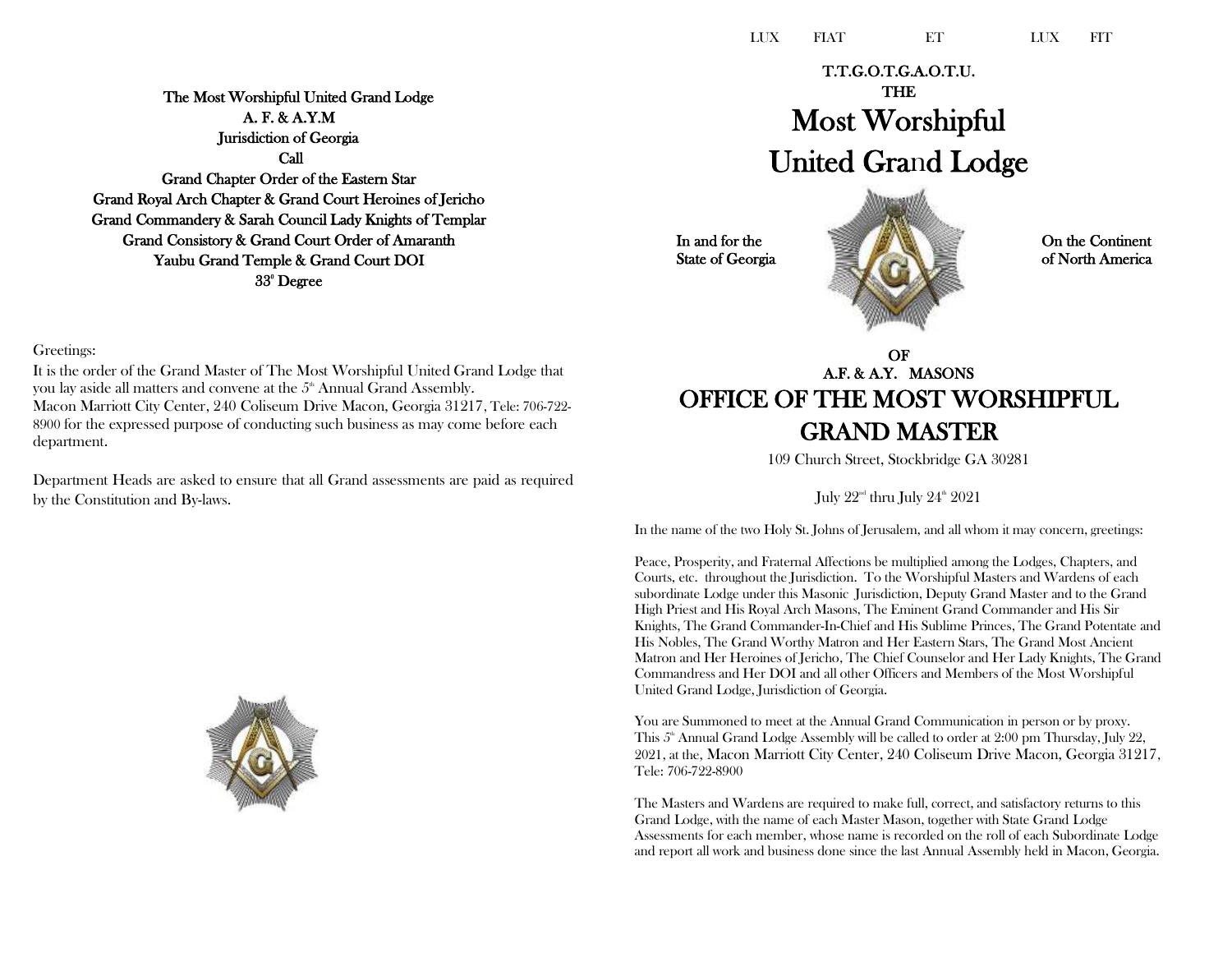The Most Worshipful United Grand Lodge
A. F. & A.Y.M
Jurisdiction of Georgia
Call
Grand Chapter Order of the Eastern Star
Grand Royal Arch Chapter & Grand Court Heroines of Jericho
Grand Commandery & Sarah Council Lady Knights of Templar
Grand Consistory & Grand Court Order of Amaranth
Yaubu Grand Temple & Grand Court DOI
33° Degree

Greetings:

It is the order of the Grand Master of The Most Worshipful United Grand Lodge that you lay aside all matters and convene at the 5th Annual Grand Assembly.
Macon Marriott City Center, 240 Coliseum Drive Macon, Georgia 31217, Tele: 706-722-8900 for the expressed purpose of conducting such business as may come before each department.

Department Heads are asked to ensure that all Grand assessments are paid as required by the Constitution and By-laws.

LUX FIAT ET LUX FIT

T.T.G.O.T.G.A.O.T.U.

THE

# Most Worshipful United Grand Lodge

In and for the State of Georgia — On the Continent of North America

OF
A.F. & A.Y. MASONS

## OFFICE OF THE MOST WORSHIPFUL GRAND MASTER

109 Church Street, Stockbridge GA 30281

July 22nd thru July 24th 2021

In the name of the two Holy St. Johns of Jerusalem, and all whom it may concern, greetings:

Peace, Prosperity, and Fraternal Affections be multiplied among the Lodges, Chapters, and Courts, etc. throughout the Jurisdiction. To the Worshipful Masters and Wardens of each subordinate Lodge under this Masonic Jurisdiction, Deputy Grand Master and to the Grand High Priest and His Royal Arch Masons, The Eminent Grand Commander and His Sir Knights, The Grand Commander-In-Chief and His Sublime Princes, The Grand Potentate and His Nobles, The Grand Worthy Matron and Her Eastern Stars, The Grand Most Ancient Matron and Her Heroines of Jericho, The Chief Counselor and Her Lady Knights, The Grand Commandress and Her DOI and all other Officers and Members of the Most Worshipful United Grand Lodge, Jurisdiction of Georgia.

You are Summoned to meet at the Annual Grand Communication in person or by proxy. This 5th Annual Grand Lodge Assembly will be called to order at 2:00 pm Thursday, July 22, 2021, at the, Macon Marriott City Center, 240 Coliseum Drive Macon, Georgia 31217, Tele: 706-722-8900

The Masters and Wardens are required to make full, correct, and satisfactory returns to this Grand Lodge, with the name of each Master Mason, together with State Grand Lodge Assessments for each member, whose name is recorded on the roll of each Subordinate Lodge and report all work and business done since the last Annual Assembly held in Macon, Georgia.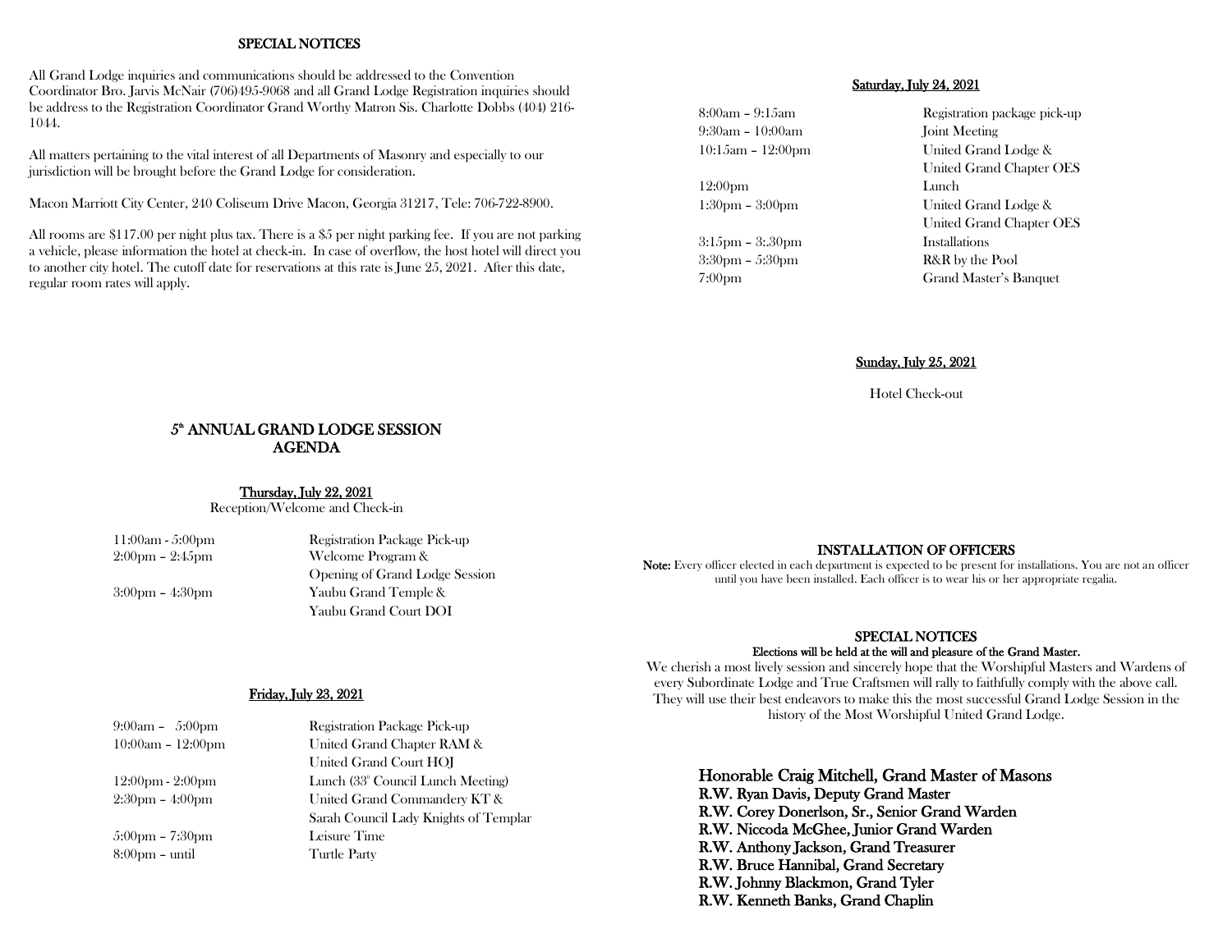## SPECIAL NOTICES

All Grand Lodge inquiries and communications should be addressed to the Convention Coordinator Bro. Jarvis McNair (706)495-9068 and all Grand Lodge Registration inquiries should be address to the Registration Coordinator Grand Worthy Matron Sis. Charlotte Dobbs (404) 216-1044.

All matters pertaining to the vital interest of all Departments of Masonry and especially to our jurisdiction will be brought before the Grand Lodge for consideration.

Macon Marriott City Center, 240 Coliseum Drive Macon, Georgia 31217, Tele: 706-722-8900.

All rooms are $117.00 per night plus tax. There is a $5 per night parking fee. If you are not parking a vehicle, please information the hotel at check-in. In case of overflow, the host hotel will direct you to another city hotel. The cutoff date for reservations at this rate is June 25, 2021. After this date, regular room rates will apply.

## 5th ANNUAL GRAND LODGE SESSION AGENDA

### Thursday, July 22, 2021

Reception/Welcome and Check-in

| | |
|---|---|
| 11:00am - 5:00pm | Registration Package Pick-up |
| 2:00pm – 2:45pm | Welcome Program & Opening of Grand Lodge Session |
| 3:00pm – 4:30pm | Yaubu Grand Temple & Yaubu Grand Court DOI |

### Friday, July 23, 2021

| | |
|---|---|
| 9:00am – 5:00pm | Registration Package Pick-up |
| 10:00am – 12:00pm | United Grand Chapter RAM & United Grand Court HOJ |
| 12:00pm - 2:00pm | Lunch (33° Council Lunch Meeting) |
| 2:30pm – 4:00pm | United Grand Commandery KT & Sarah Council Lady Knights of Templar |
| 5:00pm – 7:30pm | Leisure Time |
| 8:00pm – until | Turtle Party |

### Saturday, July 24, 2021

| | |
|---|---|
| 8:00am – 9:15am | Registration package pick-up |
| 9:30am – 10:00am | Joint Meeting |
| 10:15am – 12:00pm | United Grand Lodge & United Grand Chapter OES |
| 12:00pm | Lunch |
| 1:30pm – 3:00pm | United Grand Lodge & United Grand Chapter OES |
| 3:15pm – 3:.30pm | Installations |
| 3:30pm – 5:30pm | R&R by the Pool |
| 7:00pm | Grand Master's Banquet |

### Sunday, July 25, 2021

Hotel Check-out

## INSTALLATION OF OFFICERS

**Note:** Every officer elected in each department is expected to be present for installations. You are not an officer until you have been installed. Each officer is to wear his or her appropriate regalia.

## SPECIAL NOTICES

**Elections will be held at the will and pleasure of the Grand Master.**

We cherish a most lively session and sincerely hope that the Worshipful Masters and Wardens of every Subordinate Lodge and True Craftsmen will rally to faithfully comply with the above call. They will use their best endeavors to make this the most successful Grand Lodge Session in the history of the Most Worshipful United Grand Lodge.

**Honorable Craig Mitchell, Grand Master of Masons**
**R.W. Ryan Davis, Deputy Grand Master**
**R.W. Corey Donerlson, Sr., Senior Grand Warden**
**R.W. Niccoda McGhee, Junior Grand Warden**
**R.W. Anthony Jackson, Grand Treasurer**
**R.W. Bruce Hannibal, Grand Secretary**
**R.W. Johnny Blackmon, Grand Tyler**
**R.W. Kenneth Banks, Grand Chaplin**